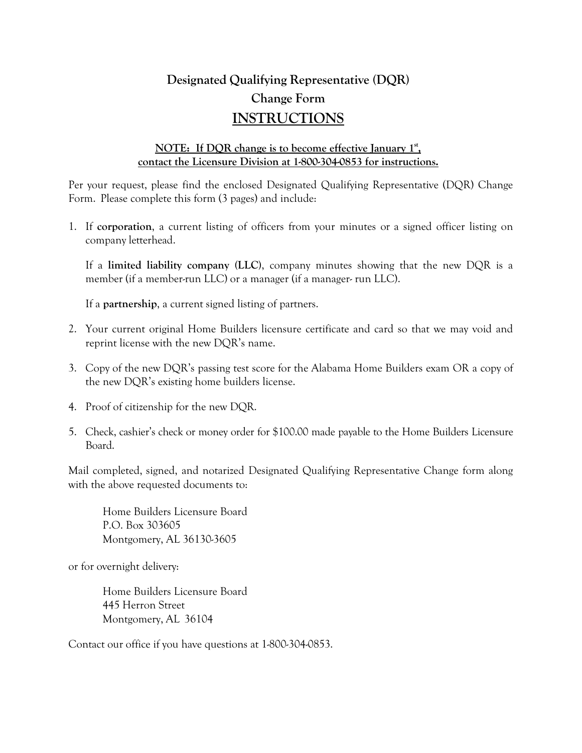# Designated Qualifying Representative (DQR) Change Form

## INSTRUCTIONS

**NOTE: If DQR change is to become effective January 1st, contact the Licensure Division at 1-800-304-0853 for instructions.**

Per your request, please find the enclosed Designated Qualifying Representative (DQR) Change Form. Please complete this form (3 pages) and include:

1. If **corporation**, a current listing of officers from your minutes or a signed officer listing on company letterhead.

   If a **limited liability company (LLC)**, company minutes showing that the new DQR is a member (if a member-run LLC) or a manager (if a manager- run LLC).

   If a **partnership**, a current signed listing of partners.

2. Your current original Home Builders licensure certificate and card so that we may void and reprint license with the new DQR's name.

3. Copy of the new DQR's passing test score for the Alabama Home Builders exam OR a copy of the new DQR's existing home builders license.

4. Proof of citizenship for the new DQR.

5. Check, cashier's check or money order for $100.00 made payable to the Home Builders Licensure Board.

Mail completed, signed, and notarized Designated Qualifying Representative Change form along with the above requested documents to:

Home Builders Licensure Board
P.O. Box 303605
Montgomery, AL 36130-3605

or for overnight delivery:

Home Builders Licensure Board
445 Herron Street
Montgomery, AL 36104

Contact our office if you have questions at 1-800-304-0853.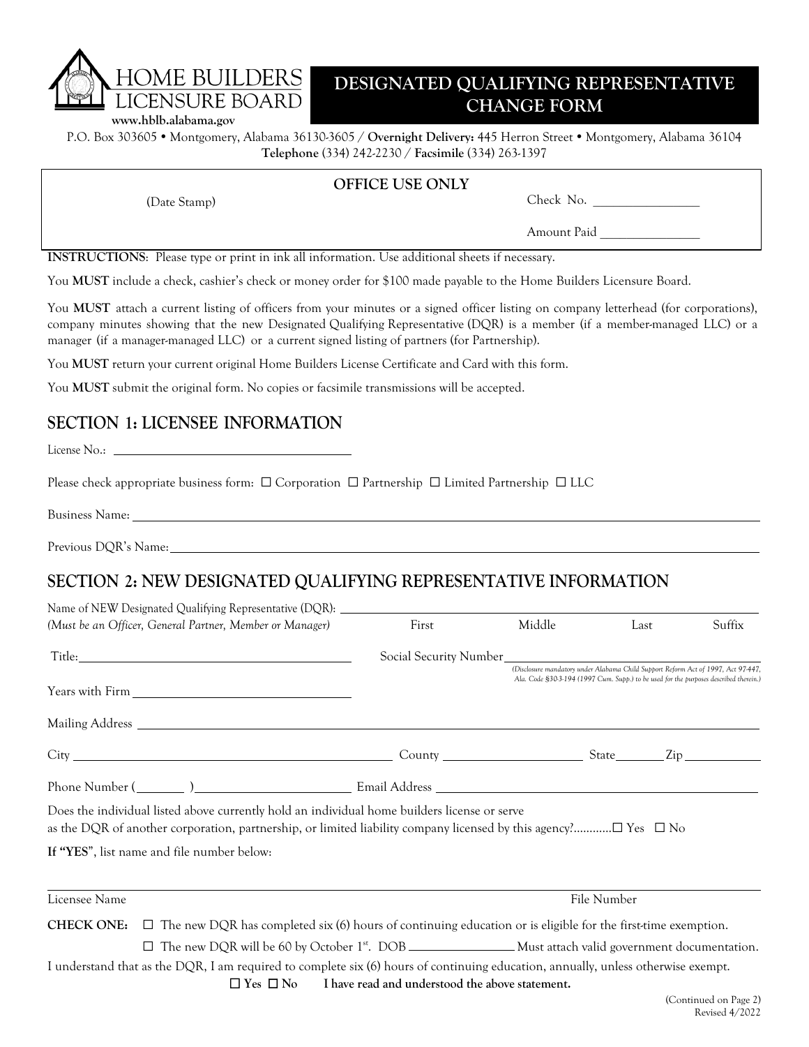HOME BUILDERS LICENSURE BOARD
www.hblb.alabama.gov

# DESIGNATED QUALIFYING REPRESENTATIVE CHANGE FORM

P.O. Box 303605 • Montgomery, Alabama 36130-3605 / **Overnight Delivery:** 445 Herron Street • Montgomery, Alabama 36104
**Telephone** (334) 242-2230 / **Facsimile** (334) 263-1397

**OFFICE USE ONLY**

(Date Stamp)

Check No. ________________

Amount Paid ________________

**INSTRUCTIONS**: Please type or print in ink all information. Use additional sheets if necessary.

You **MUST** include a check, cashier's check or money order for $100 made payable to the Home Builders Licensure Board.

You **MUST** attach a current listing of officers from your minutes or a signed officer listing on company letterhead (for corporations), company minutes showing that the new Designated Qualifying Representative (DQR) is a member (if a member-managed LLC) or a manager (if a manager-managed LLC) or a current signed listing of partners (for Partnership).

You **MUST** return your current original Home Builders License Certificate and Card with this form.

You **MUST** submit the original form. No copies or facsimile transmissions will be accepted.

## SECTION 1: LICENSEE INFORMATION

License No.: ______________________

Please check appropriate business form: ☐ Corporation ☐ Partnership ☐ Limited Partnership ☐ LLC

Business Name: ______________________

Previous DQR's Name: ______________________

## SECTION 2: NEW DESIGNATED QUALIFYING REPRESENTATIVE INFORMATION

Name of NEW Designated Qualifying Representative (DQR): ______________________
*(Must be an Officer, General Partner, Member or Manager)* First Middle Last Suffix

Title: ______________________ Social Security Number ______________________
*(Disclosure mandatory under Alabama Child Support Reform Act of 1997, Act 97-447, Ala. Code §30-3-194 (1997 Cum. Supp.) to be used for the purposes described therein.)*

Years with Firm ______________________

Mailing Address ______________________

City ______________________ County ______________________ State ________ Zip ________

Phone Number (________) ______________________ Email Address ______________________

Does the individual listed above currently hold an individual home builders license or serve as the DQR of another corporation, partnership, or limited liability company licensed by this agency?............☐ Yes ☐ No

**If "YES"**, list name and file number below:

Licensee Name ______________________ File Number ______________________

**CHECK ONE:** ☐ The new DQR has completed six (6) hours of continuing education or is eligible for the first-time exemption.

☐ The new DQR will be 60 by October 1st. DOB ______________ Must attach valid government documentation.

I understand that as the DQR, I am required to complete six (6) hours of continuing education, annually, unless otherwise exempt.

☐ Yes ☐ No **I have read and understood the above statement.**

(Continued on Page 2)
Revised 4/2022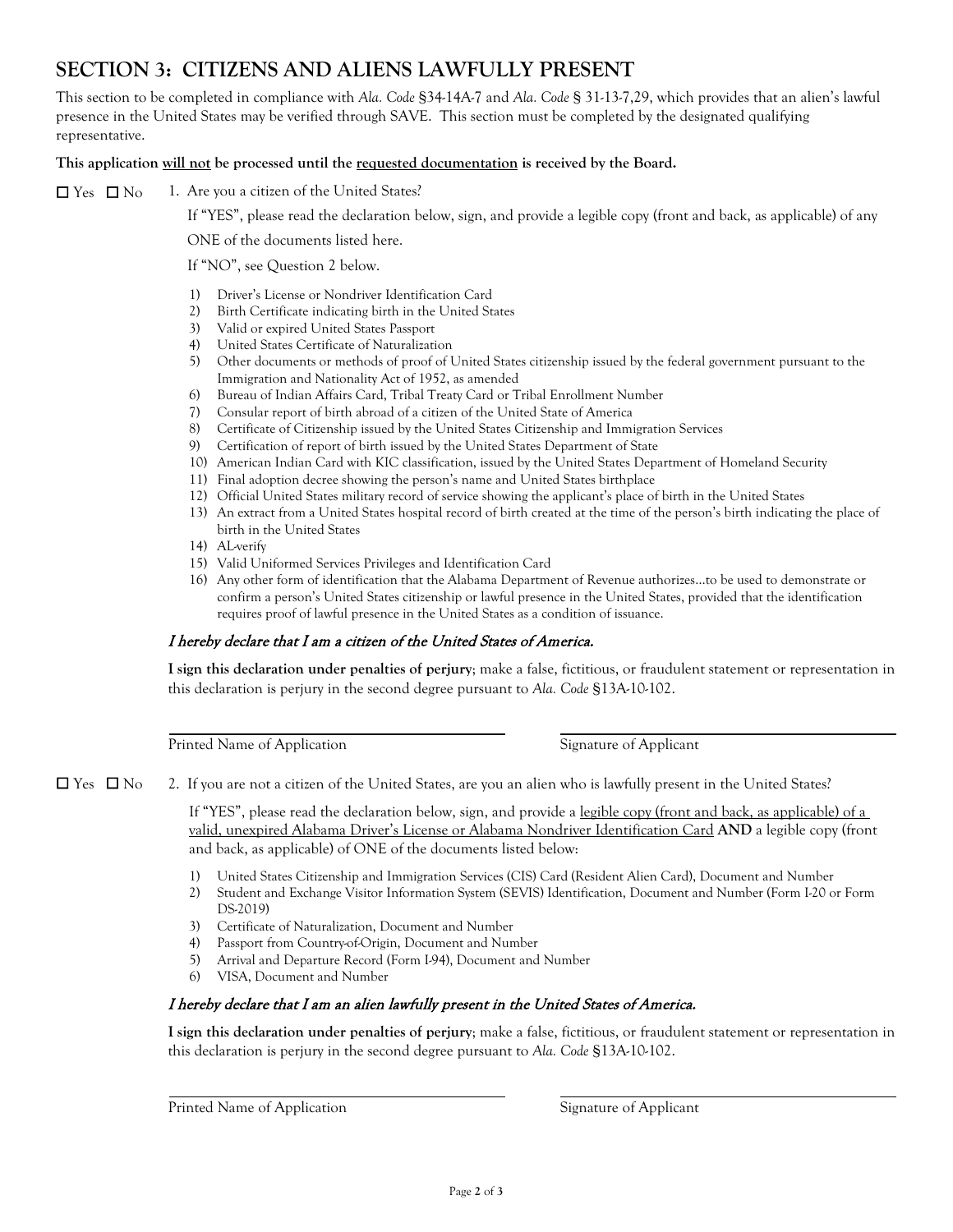## SECTION 3: CITIZENS AND ALIENS LAWFULLY PRESENT

This section to be completed in compliance with *Ala. Code* §34-14A-7 and *Ala. Code* § 31-13-7,29, which provides that an alien's lawful presence in the United States may be verified through SAVE. This section must be completed by the designated qualifying representative.

**This application will not be processed until the requested documentation is received by the Board.**

☐ Yes ☐ No 1. Are you a citizen of the United States?

If "YES", please read the declaration below, sign, and provide a legible copy (front and back, as applicable) of any ONE of the documents listed here.

If "NO", see Question 2 below.

1) Driver's License or Nondriver Identification Card
2) Birth Certificate indicating birth in the United States
3) Valid or expired United States Passport
4) United States Certificate of Naturalization
5) Other documents or methods of proof of United States citizenship issued by the federal government pursuant to the Immigration and Nationality Act of 1952, as amended
6) Bureau of Indian Affairs Card, Tribal Treaty Card or Tribal Enrollment Number
7) Consular report of birth abroad of a citizen of the United State of America
8) Certificate of Citizenship issued by the United States Citizenship and Immigration Services
9) Certification of report of birth issued by the United States Department of State
10) American Indian Card with KIC classification, issued by the United States Department of Homeland Security
11) Final adoption decree showing the person's name and United States birthplace
12) Official United States military record of service showing the applicant's place of birth in the United States
13) An extract from a United States hospital record of birth created at the time of the person's birth indicating the place of birth in the United States
14) AL-verify
15) Valid Uniformed Services Privileges and Identification Card
16) Any other form of identification that the Alabama Department of Revenue authorizes…to be used to demonstrate or confirm a person's United States citizenship or lawful presence in the United States, provided that the identification requires proof of lawful presence in the United States as a condition of issuance.

*I hereby declare that I am a citizen of the United States of America.*

**I sign this declaration under penalties of perjury**; make a false, fictitious, or fraudulent statement or representation in this declaration is perjury in the second degree pursuant to *Ala. Code* §13A-10-102.

Printed Name of Application ____________________ Signature of Applicant ____________________

☐ Yes ☐ No 2. If you are not a citizen of the United States, are you an alien who is lawfully present in the United States?

If "YES", please read the declaration below, sign, and provide a legible copy (front and back, as applicable) of a valid, unexpired Alabama Driver's License or Alabama Nondriver Identification Card **AND** a legible copy (front and back, as applicable) of ONE of the documents listed below:

1) United States Citizenship and Immigration Services (CIS) Card (Resident Alien Card), Document and Number
2) Student and Exchange Visitor Information System (SEVIS) Identification, Document and Number (Form I-20 or Form DS-2019)
3) Certificate of Naturalization, Document and Number
4) Passport from Country-of-Origin, Document and Number
5) Arrival and Departure Record (Form I-94), Document and Number
6) VISA, Document and Number

*I hereby declare that I am an alien lawfully present in the United States of America.*

**I sign this declaration under penalties of perjury**; make a false, fictitious, or fraudulent statement or representation in this declaration is perjury in the second degree pursuant to *Ala. Code* §13A-10-102.

Printed Name of Application ____________________ Signature of Applicant ____________________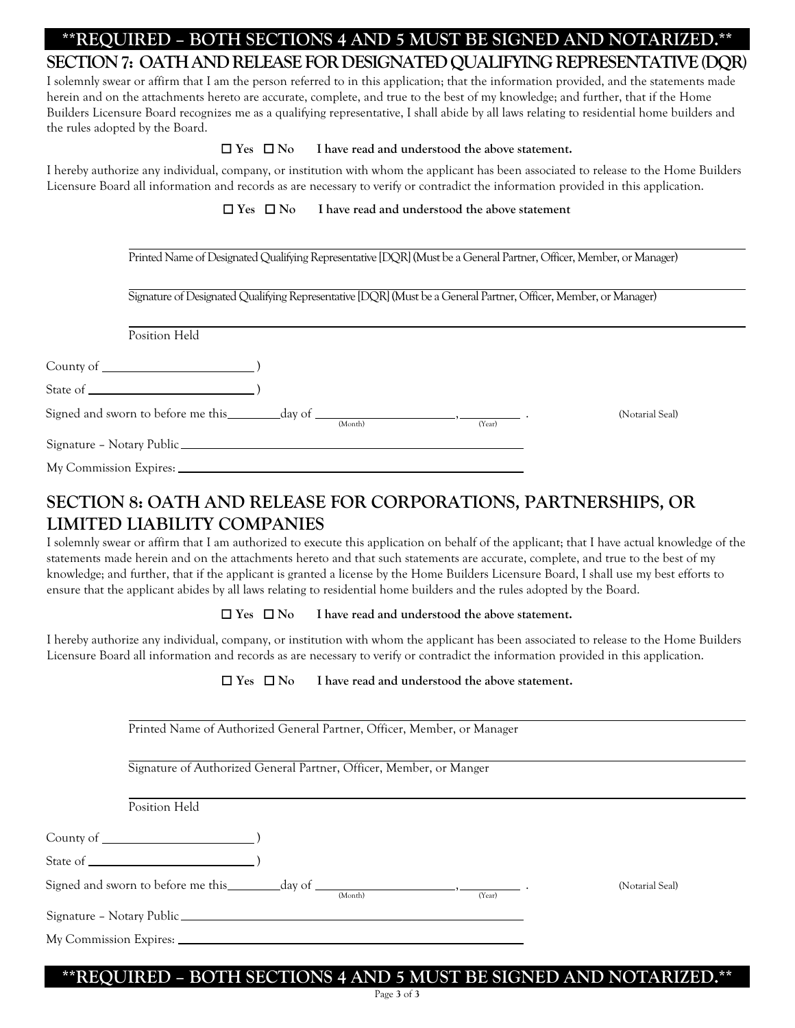**\*\*REQUIRED – BOTH SECTIONS 4 AND 5 MUST BE SIGNED AND NOTARIZED.\*\***

## SECTION 7: OATH AND RELEASE FOR DESIGNATED QUALIFYING REPRESENTATIVE (DQR)

I solemnly swear or affirm that I am the person referred to in this application; that the information provided, and the statements made herein and on the attachments hereto are accurate, complete, and true to the best of my knowledge; and further, that if the Home Builders Licensure Board recognizes me as a qualifying representative, I shall abide by all laws relating to residential home builders and the rules adopted by the Board.

☐ Yes ☐ No **I have read and understood the above statement.**

I hereby authorize any individual, company, or institution with whom the applicant has been associated to release to the Home Builders Licensure Board all information and records as are necessary to verify or contradict the information provided in this application.

☐ Yes ☐ No **I have read and understood the above statement**

______________________________________________
Printed Name of Designated Qualifying Representative [DQR] (Must be a General Partner, Officer, Member, or Manager)

______________________________________________
Signature of Designated Qualifying Representative [DQR] (Must be a General Partner, Officer, Member, or Manager)

______________________________________________
Position Held

County of ______________________ )

State of ______________________ )

Signed and sworn to before me this________day of ____________________, __________ .
(Month) (Year)

(Notarial Seal)

Signature – Notary Public ______________________________________________

My Commission Expires: ______________________________________________

## SECTION 8: OATH AND RELEASE FOR CORPORATIONS, PARTNERSHIPS, OR LIMITED LIABILITY COMPANIES

I solemnly swear or affirm that I am authorized to execute this application on behalf of the applicant; that I have actual knowledge of the statements made herein and on the attachments hereto and that such statements are accurate, complete, and true to the best of my knowledge; and further, that if the applicant is granted a license by the Home Builders Licensure Board, I shall use my best efforts to ensure that the applicant abides by all laws relating to residential home builders and the rules adopted by the Board.

☐ Yes ☐ No **I have read and understood the above statement.**

I hereby authorize any individual, company, or institution with whom the applicant has been associated to release to the Home Builders Licensure Board all information and records as are necessary to verify or contradict the information provided in this application.

☐ Yes ☐ No **I have read and understood the above statement.**

______________________________________________
Printed Name of Authorized General Partner, Officer, Member, or Manager

______________________________________________
Signature of Authorized General Partner, Officer, Member, or Manger

______________________________________________
Position Held

County of ______________________ )

State of ______________________ )

Signed and sworn to before me this________day of ____________________, __________ .
(Month) (Year)

(Notarial Seal)

Signature – Notary Public ______________________________________________

My Commission Expires: ______________________________________________

**\*\*REQUIRED – BOTH SECTIONS 4 AND 5 MUST BE SIGNED AND NOTARIZED.\*\***